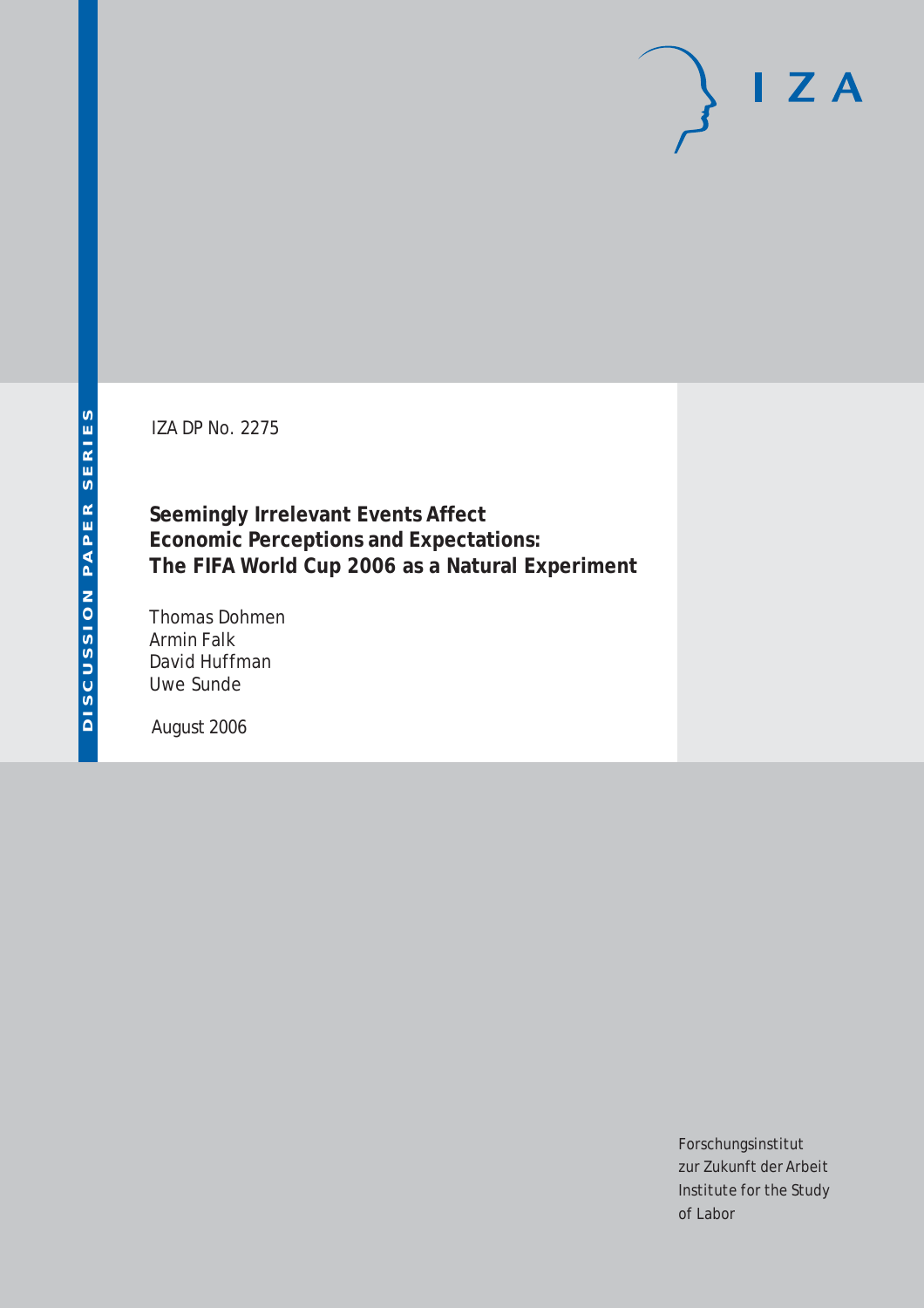DISCUSSION PAPER SERIES

IZA DP No. 2275

# Seemingly Irrelevant Events Affect Economic Perceptions and Expectations: The FIFA World Cup 2006 as a Natural Experiment

Thomas Dohmen
Armin Falk
David Huffman
Uwe Sunde

August 2006

IZA

Forschungsinstitut
zur Zukunft der Arbeit
Institute for the Study
of Labor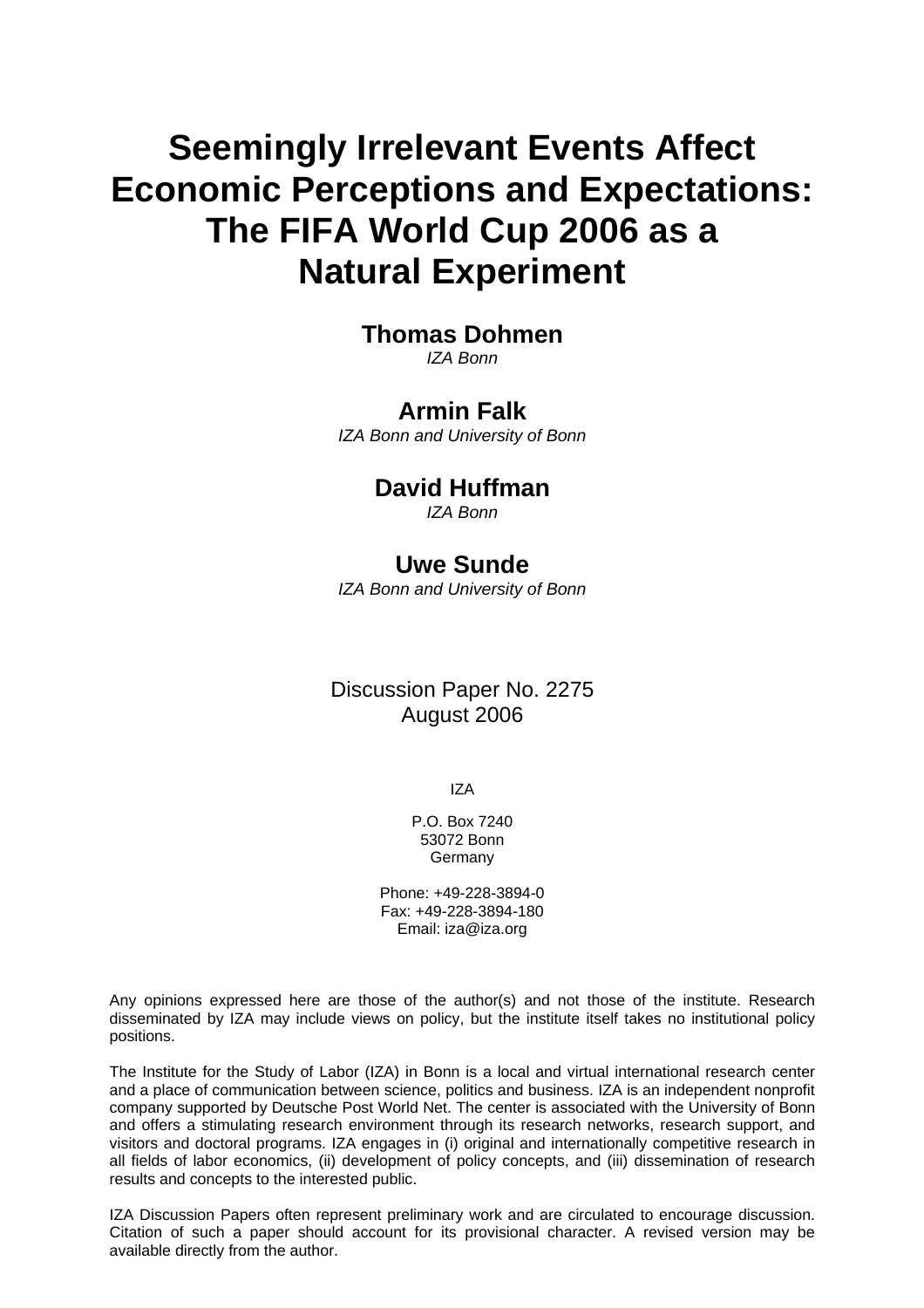# Seemingly Irrelevant Events Affect Economic Perceptions and Expectations: The FIFA World Cup 2006 as a Natural Experiment

**Thomas Dohmen**
*IZA Bonn*

**Armin Falk**
*IZA Bonn and University of Bonn*

**David Huffman**
*IZA Bonn*

**Uwe Sunde**
*IZA Bonn and University of Bonn*

Discussion Paper No. 2275
August 2006

IZA

P.O. Box 7240
53072 Bonn
Germany

Phone: +49-228-3894-0
Fax: +49-228-3894-180
Email: iza@iza.org

Any opinions expressed here are those of the author(s) and not those of the institute. Research disseminated by IZA may include views on policy, but the institute itself takes no institutional policy positions.

The Institute for the Study of Labor (IZA) in Bonn is a local and virtual international research center and a place of communication between science, politics and business. IZA is an independent nonprofit company supported by Deutsche Post World Net. The center is associated with the University of Bonn and offers a stimulating research environment through its research networks, research support, and visitors and doctoral programs. IZA engages in (i) original and internationally competitive research in all fields of labor economics, (ii) development of policy concepts, and (iii) dissemination of research results and concepts to the interested public.

IZA Discussion Papers often represent preliminary work and are circulated to encourage discussion. Citation of such a paper should account for its provisional character. A revised version may be available directly from the author.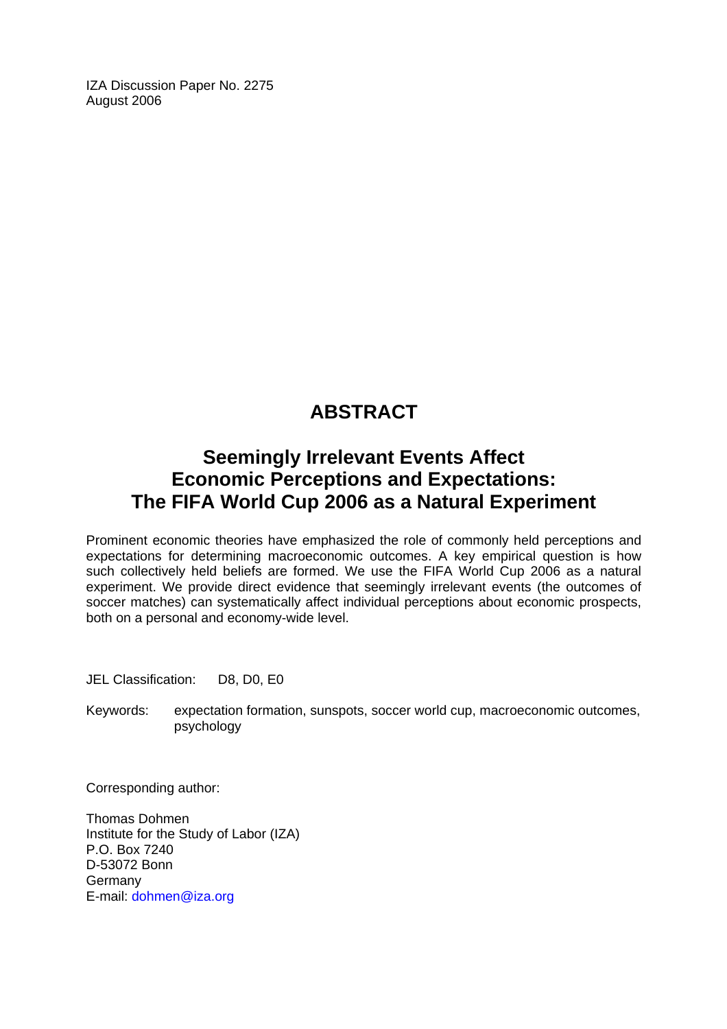IZA Discussion Paper No. 2275
August 2006

# ABSTRACT

## Seemingly Irrelevant Events Affect Economic Perceptions and Expectations: The FIFA World Cup 2006 as a Natural Experiment

Prominent economic theories have emphasized the role of commonly held perceptions and expectations for determining macroeconomic outcomes. A key empirical question is how such collectively held beliefs are formed. We use the FIFA World Cup 2006 as a natural experiment. We provide direct evidence that seemingly irrelevant events (the outcomes of soccer matches) can systematically affect individual perceptions about economic prospects, both on a personal and economy-wide level.

JEL Classification: D8, D0, E0

Keywords: expectation formation, sunspots, soccer world cup, macroeconomic outcomes, psychology

Corresponding author:

Thomas Dohmen
Institute for the Study of Labor (IZA)
P.O. Box 7240
D-53072 Bonn
Germany
E-mail: dohmen@iza.org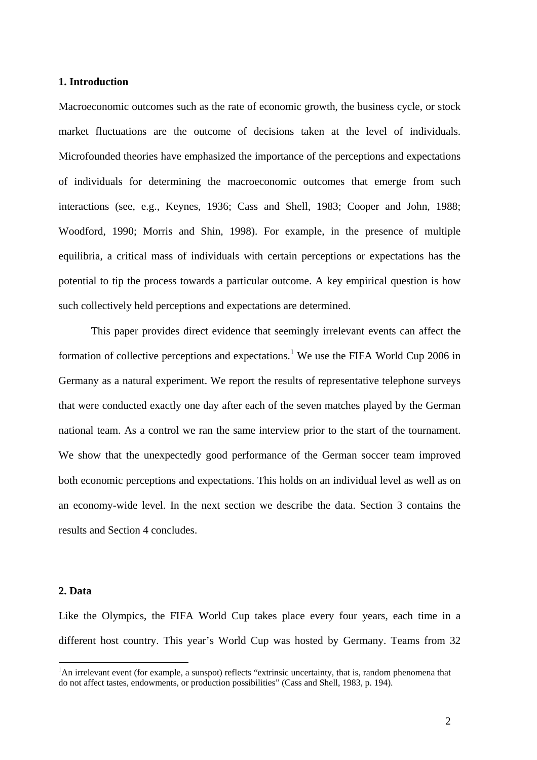## 1. Introduction

Macroeconomic outcomes such as the rate of economic growth, the business cycle, or stock market fluctuations are the outcome of decisions taken at the level of individuals. Microfounded theories have emphasized the importance of the perceptions and expectations of individuals for determining the macroeconomic outcomes that emerge from such interactions (see, e.g., Keynes, 1936; Cass and Shell, 1983; Cooper and John, 1988; Woodford, 1990; Morris and Shin, 1998). For example, in the presence of multiple equilibria, a critical mass of individuals with certain perceptions or expectations has the potential to tip the process towards a particular outcome. A key empirical question is how such collectively held perceptions and expectations are determined.

This paper provides direct evidence that seemingly irrelevant events can affect the formation of collective perceptions and expectations.[1] We use the FIFA World Cup 2006 in Germany as a natural experiment. We report the results of representative telephone surveys that were conducted exactly one day after each of the seven matches played by the German national team. As a control we ran the same interview prior to the start of the tournament. We show that the unexpectedly good performance of the German soccer team improved both economic perceptions and expectations. This holds on an individual level as well as on an economy-wide level. In the next section we describe the data. Section 3 contains the results and Section 4 concludes.

## 2. Data

Like the Olympics, the FIFA World Cup takes place every four years, each time in a different host country. This year's World Cup was hosted by Germany. Teams from 32

[1] An irrelevant event (for example, a sunspot) reflects "extrinsic uncertainty, that is, random phenomena that do not affect tastes, endowments, or production possibilities" (Cass and Shell, 1983, p. 194).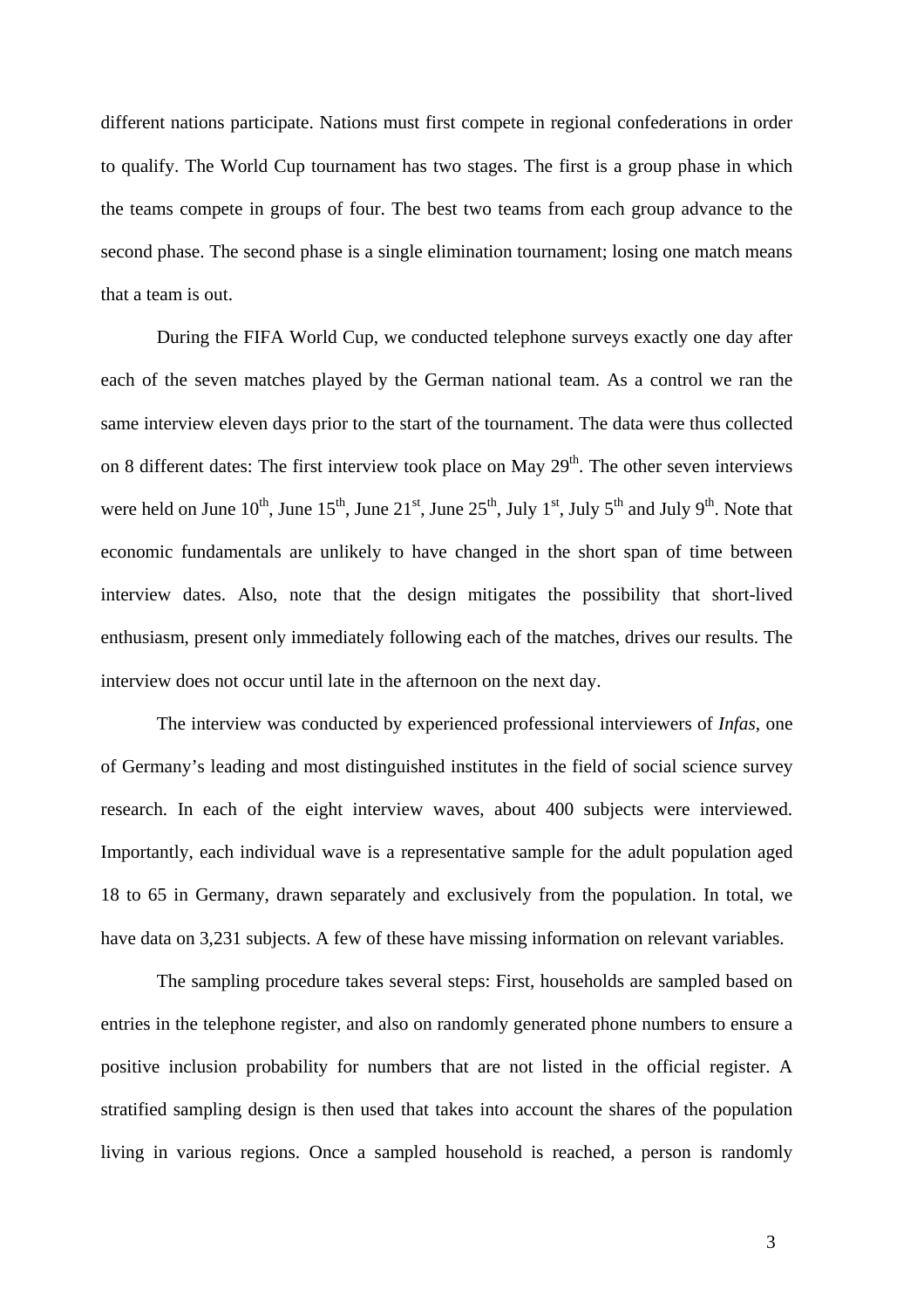different nations participate. Nations must first compete in regional confederations in order to qualify. The World Cup tournament has two stages. The first is a group phase in which the teams compete in groups of four. The best two teams from each group advance to the second phase. The second phase is a single elimination tournament; losing one match means that a team is out.

During the FIFA World Cup, we conducted telephone surveys exactly one day after each of the seven matches played by the German national team. As a control we ran the same interview eleven days prior to the start of the tournament. The data were thus collected on 8 different dates: The first interview took place on May 29th. The other seven interviews were held on June 10th, June 15th, June 21st, June 25th, July 1st, July 5th and July 9th. Note that economic fundamentals are unlikely to have changed in the short span of time between interview dates. Also, note that the design mitigates the possibility that short-lived enthusiasm, present only immediately following each of the matches, drives our results. The interview does not occur until late in the afternoon on the next day.

The interview was conducted by experienced professional interviewers of *Infas*, one of Germany's leading and most distinguished institutes in the field of social science survey research. In each of the eight interview waves, about 400 subjects were interviewed. Importantly, each individual wave is a representative sample for the adult population aged 18 to 65 in Germany, drawn separately and exclusively from the population. In total, we have data on 3,231 subjects. A few of these have missing information on relevant variables.

The sampling procedure takes several steps: First, households are sampled based on entries in the telephone register, and also on randomly generated phone numbers to ensure a positive inclusion probability for numbers that are not listed in the official register. A stratified sampling design is then used that takes into account the shares of the population living in various regions. Once a sampled household is reached, a person is randomly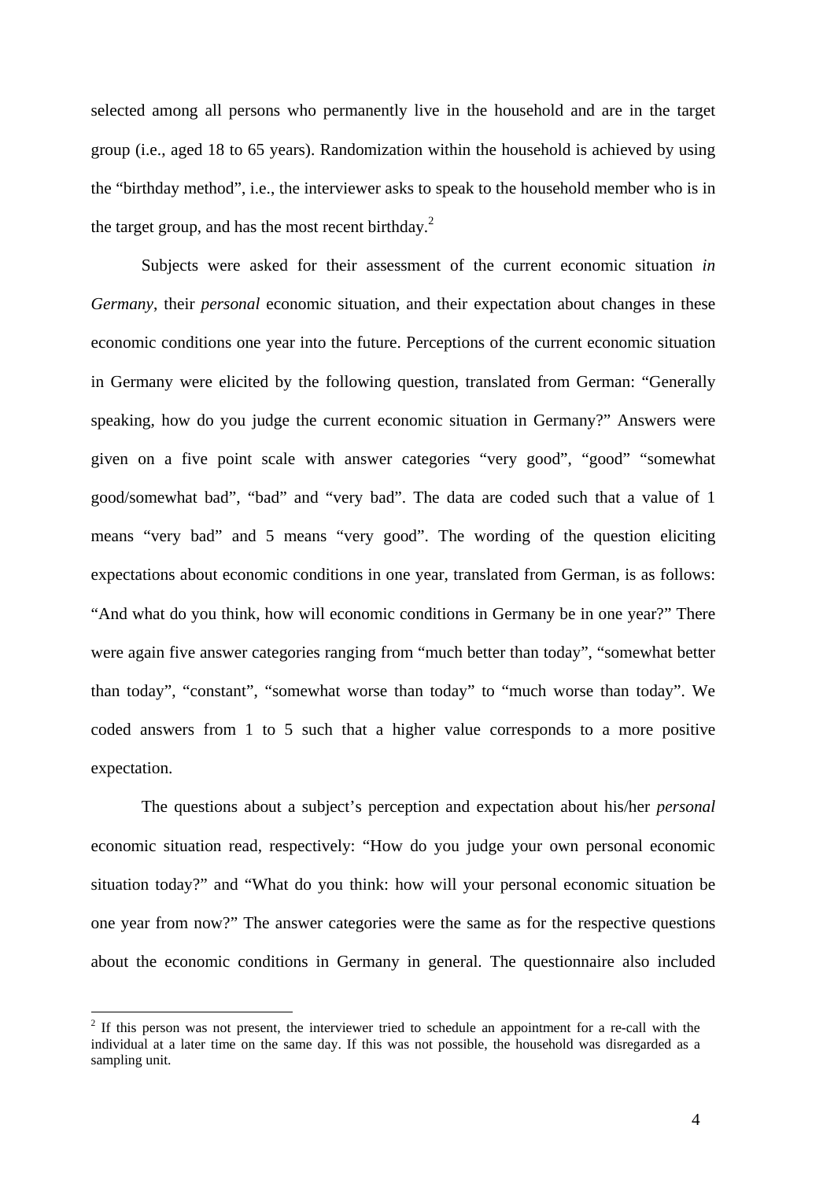selected among all persons who permanently live in the household and are in the target group (i.e., aged 18 to 65 years). Randomization within the household is achieved by using the "birthday method", i.e., the interviewer asks to speak to the household member who is in the target group, and has the most recent birthday.[2]

Subjects were asked for their assessment of the current economic situation *in Germany*, their *personal* economic situation, and their expectation about changes in these economic conditions one year into the future. Perceptions of the current economic situation in Germany were elicited by the following question, translated from German: "Generally speaking, how do you judge the current economic situation in Germany?" Answers were given on a five point scale with answer categories "very good", "good" "somewhat good/somewhat bad", "bad" and "very bad". The data are coded such that a value of 1 means "very bad" and 5 means "very good". The wording of the question eliciting expectations about economic conditions in one year, translated from German, is as follows: "And what do you think, how will economic conditions in Germany be in one year?" There were again five answer categories ranging from "much better than today", "somewhat better than today", "constant", "somewhat worse than today" to "much worse than today". We coded answers from 1 to 5 such that a higher value corresponds to a more positive expectation.

The questions about a subject's perception and expectation about his/her *personal* economic situation read, respectively: "How do you judge your own personal economic situation today?" and "What do you think: how will your personal economic situation be one year from now?" The answer categories were the same as for the respective questions about the economic conditions in Germany in general. The questionnaire also included

[2] If this person was not present, the interviewer tried to schedule an appointment for a re-call with the individual at a later time on the same day. If this was not possible, the household was disregarded as a sampling unit.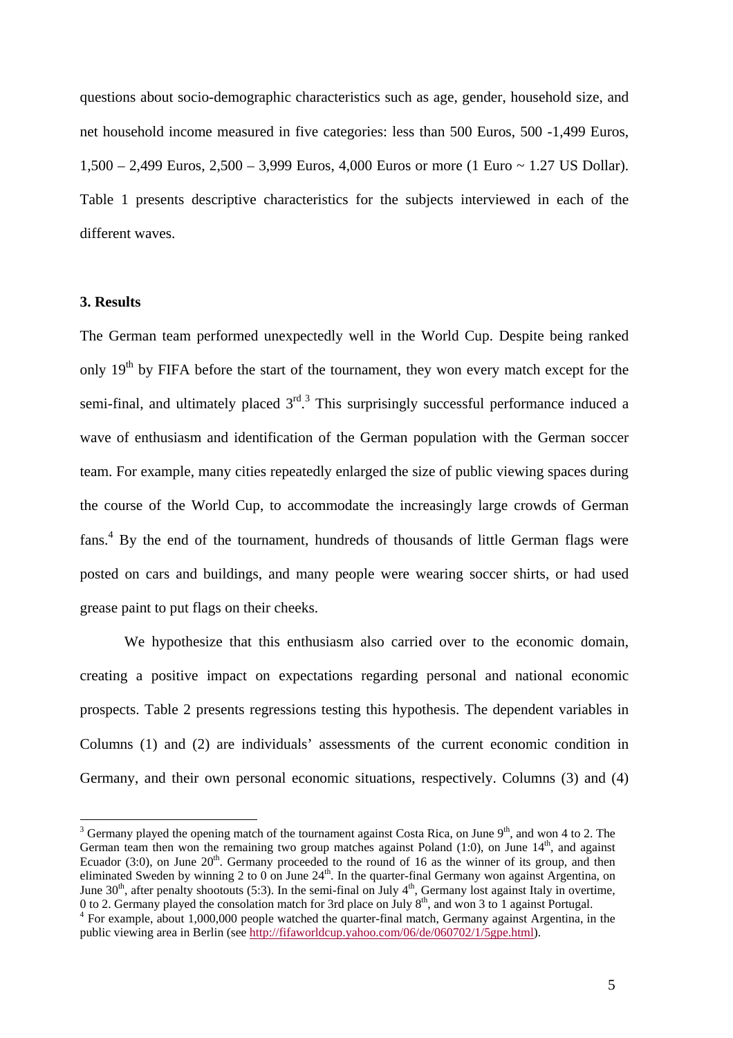questions about socio-demographic characteristics such as age, gender, household size, and net household income measured in five categories: less than 500 Euros, 500 -1,499 Euros, 1,500 – 2,499 Euros, 2,500 – 3,999 Euros, 4,000 Euros or more (1 Euro ~ 1.27 US Dollar). Table 1 presents descriptive characteristics for the subjects interviewed in each of the different waves.

### 3. Results

The German team performed unexpectedly well in the World Cup. Despite being ranked only 19th by FIFA before the start of the tournament, they won every match except for the semi-final, and ultimately placed 3rd.[3] This surprisingly successful performance induced a wave of enthusiasm and identification of the German population with the German soccer team. For example, many cities repeatedly enlarged the size of public viewing spaces during the course of the World Cup, to accommodate the increasingly large crowds of German fans.[4] By the end of the tournament, hundreds of thousands of little German flags were posted on cars and buildings, and many people were wearing soccer shirts, or had used grease paint to put flags on their cheeks.

We hypothesize that this enthusiasm also carried over to the economic domain, creating a positive impact on expectations regarding personal and national economic prospects. Table 2 presents regressions testing this hypothesis. The dependent variables in Columns (1) and (2) are individuals' assessments of the current economic condition in Germany, and their own personal economic situations, respectively. Columns (3) and (4)

---

[3] Germany played the opening match of the tournament against Costa Rica, on June 9th, and won 4 to 2. The German team then won the remaining two group matches against Poland (1:0), on June 14th, and against Ecuador (3:0), on June 20th. Germany proceeded to the round of 16 as the winner of its group, and then eliminated Sweden by winning 2 to 0 on June 24th. In the quarter-final Germany won against Argentina, on June 30th, after penalty shootouts (5:3). In the semi-final on July 4th, Germany lost against Italy in overtime, 0 to 2. Germany played the consolation match for 3rd place on July 8th, and won 3 to 1 against Portugal.

[4] For example, about 1,000,000 people watched the quarter-final match, Germany against Argentina, in the public viewing area in Berlin (see http://fifaworldcup.yahoo.com/06/de/060702/1/5gpe.html).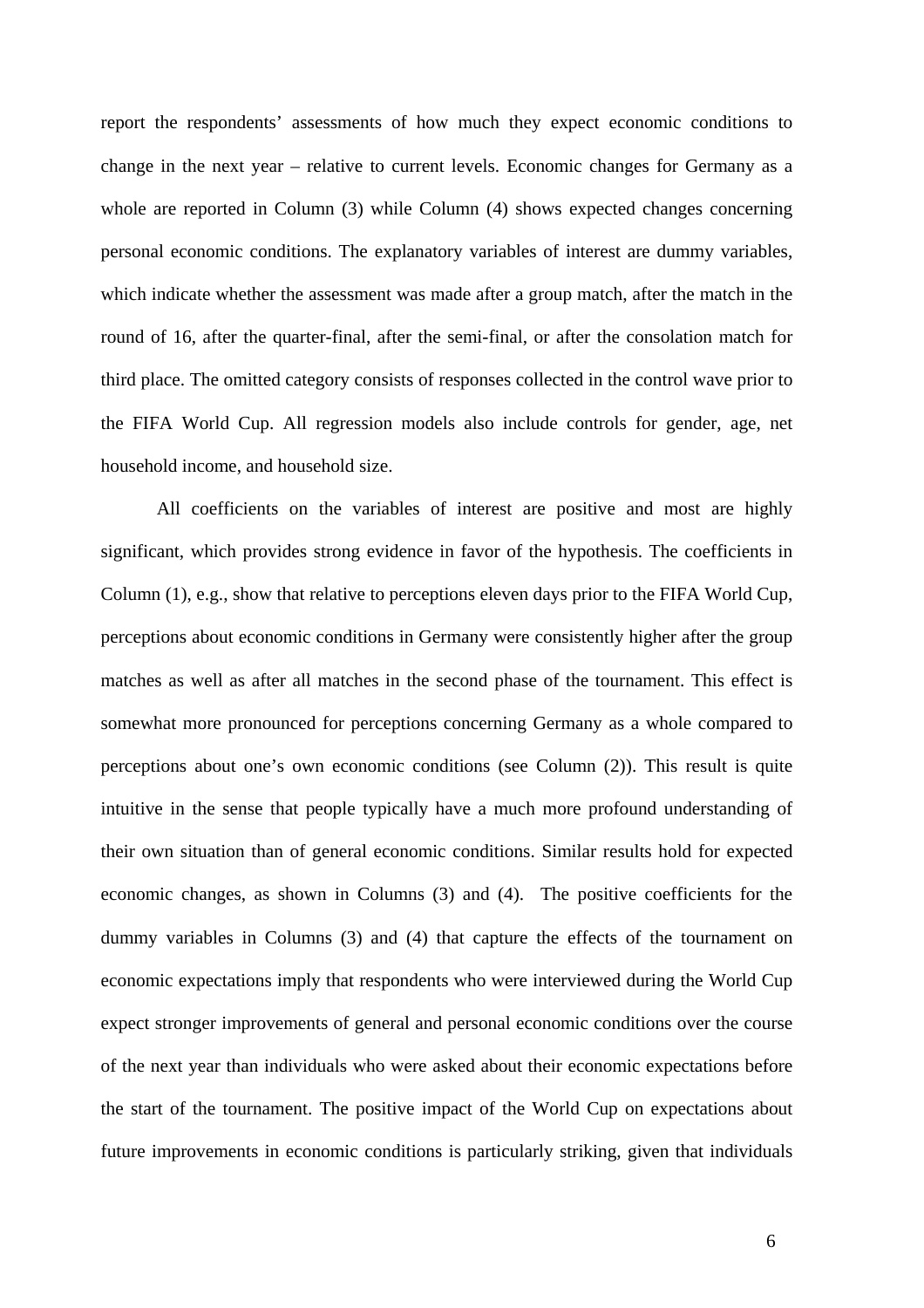report the respondents' assessments of how much they expect economic conditions to change in the next year – relative to current levels. Economic changes for Germany as a whole are reported in Column (3) while Column (4) shows expected changes concerning personal economic conditions. The explanatory variables of interest are dummy variables, which indicate whether the assessment was made after a group match, after the match in the round of 16, after the quarter-final, after the semi-final, or after the consolation match for third place. The omitted category consists of responses collected in the control wave prior to the FIFA World Cup. All regression models also include controls for gender, age, net household income, and household size.

All coefficients on the variables of interest are positive and most are highly significant, which provides strong evidence in favor of the hypothesis. The coefficients in Column (1), e.g., show that relative to perceptions eleven days prior to the FIFA World Cup, perceptions about economic conditions in Germany were consistently higher after the group matches as well as after all matches in the second phase of the tournament. This effect is somewhat more pronounced for perceptions concerning Germany as a whole compared to perceptions about one's own economic conditions (see Column (2)). This result is quite intuitive in the sense that people typically have a much more profound understanding of their own situation than of general economic conditions. Similar results hold for expected economic changes, as shown in Columns (3) and (4). The positive coefficients for the dummy variables in Columns (3) and (4) that capture the effects of the tournament on economic expectations imply that respondents who were interviewed during the World Cup expect stronger improvements of general and personal economic conditions over the course of the next year than individuals who were asked about their economic expectations before the start of the tournament. The positive impact of the World Cup on expectations about future improvements in economic conditions is particularly striking, given that individuals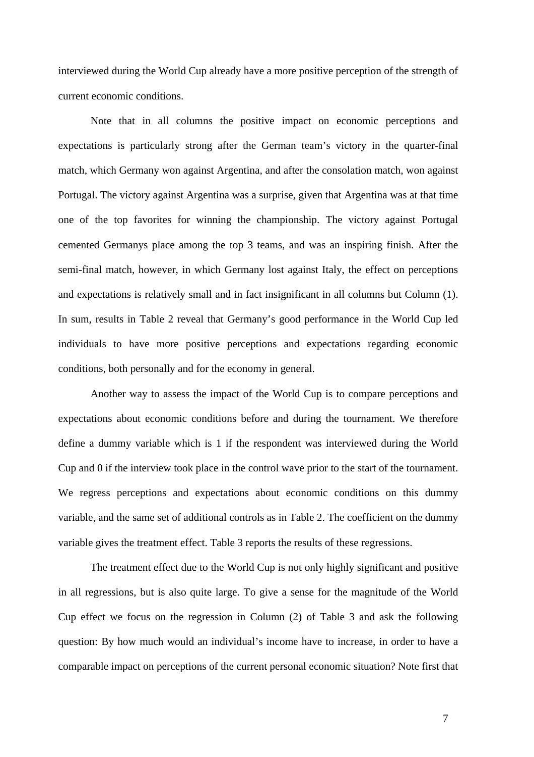interviewed during the World Cup already have a more positive perception of the strength of current economic conditions.

Note that in all columns the positive impact on economic perceptions and expectations is particularly strong after the German team's victory in the quarter-final match, which Germany won against Argentina, and after the consolation match, won against Portugal. The victory against Argentina was a surprise, given that Argentina was at that time one of the top favorites for winning the championship. The victory against Portugal cemented Germanys place among the top 3 teams, and was an inspiring finish. After the semi-final match, however, in which Germany lost against Italy, the effect on perceptions and expectations is relatively small and in fact insignificant in all columns but Column (1). In sum, results in Table 2 reveal that Germany's good performance in the World Cup led individuals to have more positive perceptions and expectations regarding economic conditions, both personally and for the economy in general.

Another way to assess the impact of the World Cup is to compare perceptions and expectations about economic conditions before and during the tournament. We therefore define a dummy variable which is 1 if the respondent was interviewed during the World Cup and 0 if the interview took place in the control wave prior to the start of the tournament. We regress perceptions and expectations about economic conditions on this dummy variable, and the same set of additional controls as in Table 2. The coefficient on the dummy variable gives the treatment effect. Table 3 reports the results of these regressions.

The treatment effect due to the World Cup is not only highly significant and positive in all regressions, but is also quite large. To give a sense for the magnitude of the World Cup effect we focus on the regression in Column (2) of Table 3 and ask the following question: By how much would an individual's income have to increase, in order to have a comparable impact on perceptions of the current personal economic situation? Note first that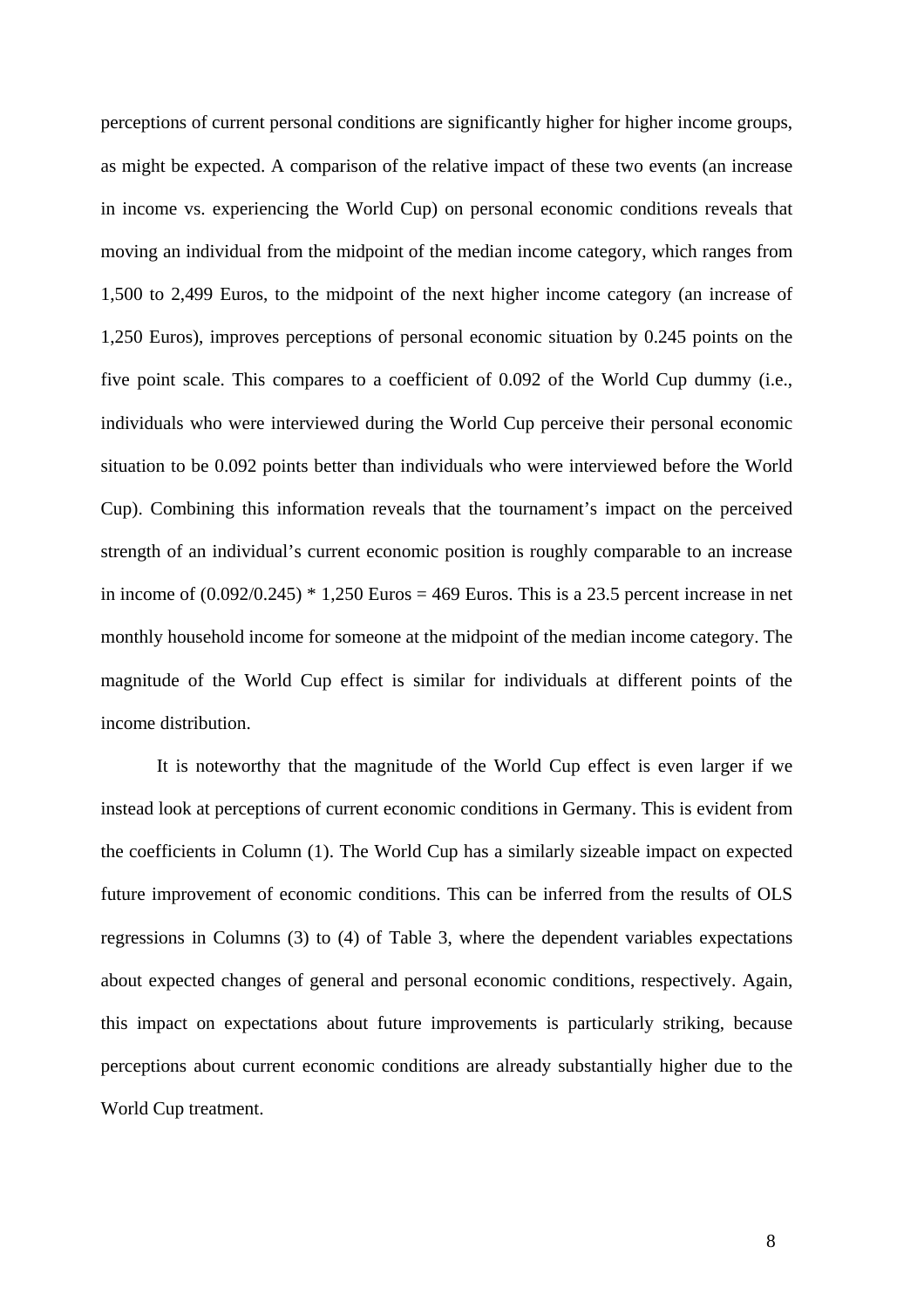perceptions of current personal conditions are significantly higher for higher income groups, as might be expected. A comparison of the relative impact of these two events (an increase in income vs. experiencing the World Cup) on personal economic conditions reveals that moving an individual from the midpoint of the median income category, which ranges from 1,500 to 2,499 Euros, to the midpoint of the next higher income category (an increase of 1,250 Euros), improves perceptions of personal economic situation by 0.245 points on the five point scale. This compares to a coefficient of 0.092 of the World Cup dummy (i.e., individuals who were interviewed during the World Cup perceive their personal economic situation to be 0.092 points better than individuals who were interviewed before the World Cup). Combining this information reveals that the tournament's impact on the perceived strength of an individual's current economic position is roughly comparable to an increase in income of (0.092/0.245) * 1,250 Euros = 469 Euros. This is a 23.5 percent increase in net monthly household income for someone at the midpoint of the median income category. The magnitude of the World Cup effect is similar for individuals at different points of the income distribution.

It is noteworthy that the magnitude of the World Cup effect is even larger if we instead look at perceptions of current economic conditions in Germany. This is evident from the coefficients in Column (1). The World Cup has a similarly sizeable impact on expected future improvement of economic conditions. This can be inferred from the results of OLS regressions in Columns (3) to (4) of Table 3, where the dependent variables expectations about expected changes of general and personal economic conditions, respectively. Again, this impact on expectations about future improvements is particularly striking, because perceptions about current economic conditions are already substantially higher due to the World Cup treatment.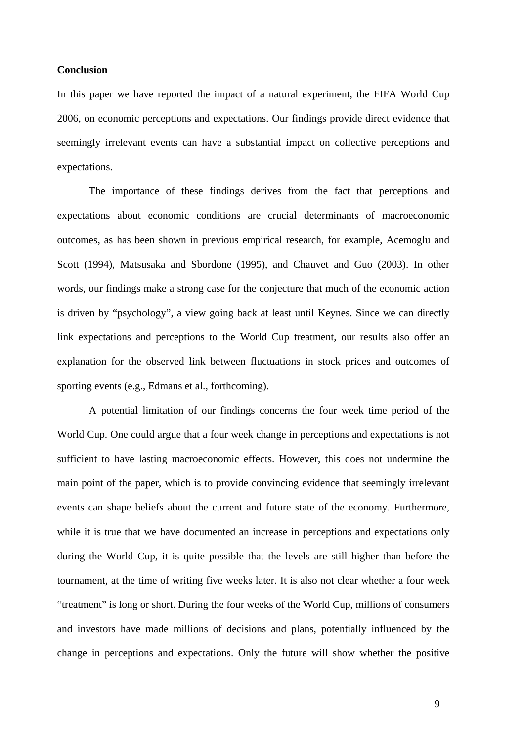**Conclusion**

In this paper we have reported the impact of a natural experiment, the FIFA World Cup 2006, on economic perceptions and expectations. Our findings provide direct evidence that seemingly irrelevant events can have a substantial impact on collective perceptions and expectations.

The importance of these findings derives from the fact that perceptions and expectations about economic conditions are crucial determinants of macroeconomic outcomes, as has been shown in previous empirical research, for example, Acemoglu and Scott (1994), Matsusaka and Sbordone (1995), and Chauvet and Guo (2003). In other words, our findings make a strong case for the conjecture that much of the economic action is driven by "psychology", a view going back at least until Keynes. Since we can directly link expectations and perceptions to the World Cup treatment, our results also offer an explanation for the observed link between fluctuations in stock prices and outcomes of sporting events (e.g., Edmans et al., forthcoming).

A potential limitation of our findings concerns the four week time period of the World Cup. One could argue that a four week change in perceptions and expectations is not sufficient to have lasting macroeconomic effects. However, this does not undermine the main point of the paper, which is to provide convincing evidence that seemingly irrelevant events can shape beliefs about the current and future state of the economy. Furthermore, while it is true that we have documented an increase in perceptions and expectations only during the World Cup, it is quite possible that the levels are still higher than before the tournament, at the time of writing five weeks later. It is also not clear whether a four week "treatment" is long or short. During the four weeks of the World Cup, millions of consumers and investors have made millions of decisions and plans, potentially influenced by the change in perceptions and expectations. Only the future will show whether the positive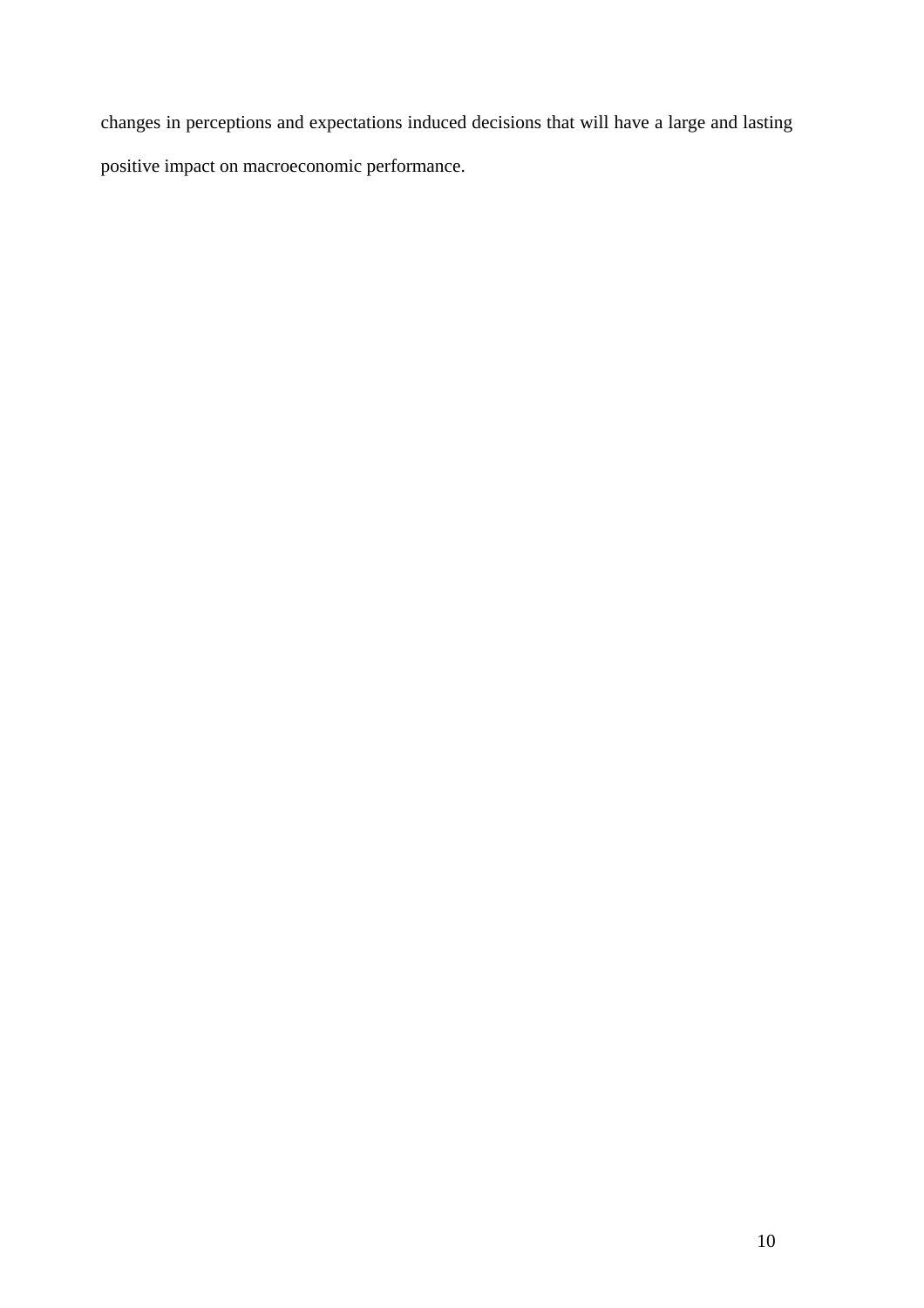changes in perceptions and expectations induced decisions that will have a large and lasting positive impact on macroeconomic performance.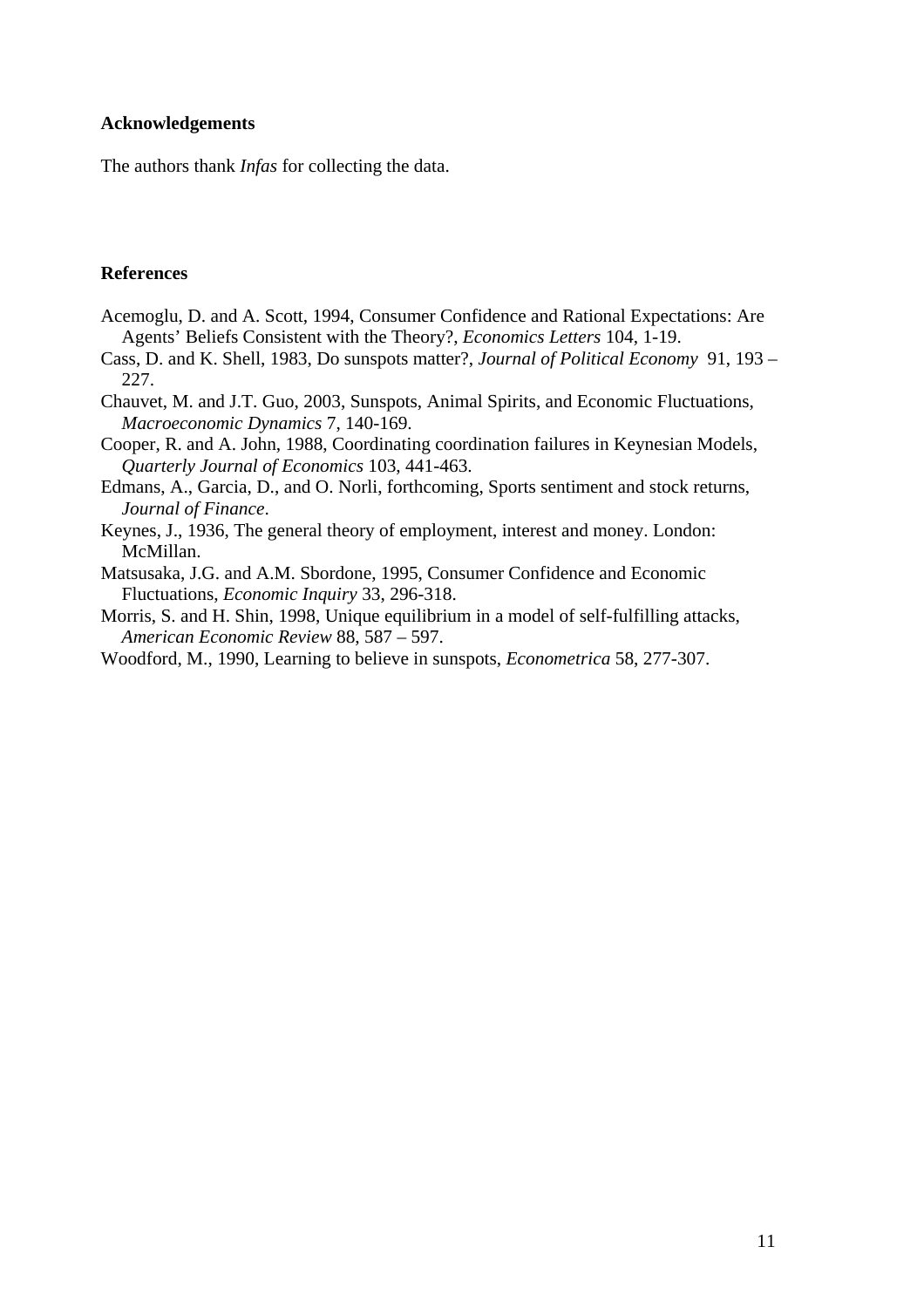**Acknowledgements**

The authors thank *Infas* for collecting the data.

**References**

Acemoglu, D. and A. Scott, 1994, Consumer Confidence and Rational Expectations: Are Agents' Beliefs Consistent with the Theory?, *Economics Letters* 104, 1-19.

Cass, D. and K. Shell, 1983, Do sunspots matter?, *Journal of Political Economy* 91, 193 – 227.

Chauvet, M. and J.T. Guo, 2003, Sunspots, Animal Spirits, and Economic Fluctuations, *Macroeconomic Dynamics* 7, 140-169.

Cooper, R. and A. John, 1988, Coordinating coordination failures in Keynesian Models, *Quarterly Journal of Economics* 103, 441-463.

Edmans, A., Garcia, D., and O. Norli, forthcoming, Sports sentiment and stock returns, *Journal of Finance*.

Keynes, J., 1936, The general theory of employment, interest and money. London: McMillan.

Matsusaka, J.G. and A.M. Sbordone, 1995, Consumer Confidence and Economic Fluctuations, *Economic Inquiry* 33, 296-318.

Morris, S. and H. Shin, 1998, Unique equilibrium in a model of self-fulfilling attacks, *American Economic Review* 88, 587 – 597.

Woodford, M., 1990, Learning to believe in sunspots, *Econometrica* 58, 277-307.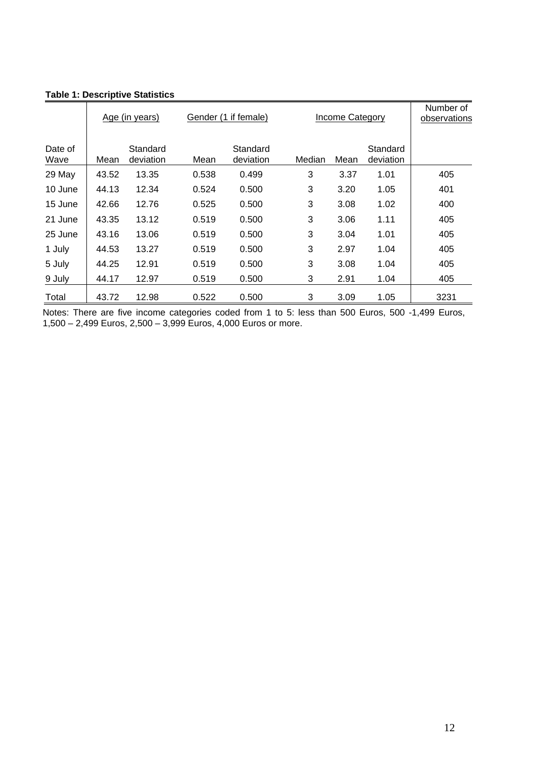**Table 1: Descriptive Statistics**

| | Age (in years) | | Gender (1 if female) | | Income Category | | | Number of observations |
|---|---|---|---|---|---|---|---|---|
| Date of Wave | Mean | Standard deviation | Mean | Standard deviation | Median | Mean | Standard deviation | |
| 29 May | 43.52 | 13.35 | 0.538 | 0.499 | 3 | 3.37 | 1.01 | 405 |
| 10 June | 44.13 | 12.34 | 0.524 | 0.500 | 3 | 3.20 | 1.05 | 401 |
| 15 June | 42.66 | 12.76 | 0.525 | 0.500 | 3 | 3.08 | 1.02 | 400 |
| 21 June | 43.35 | 13.12 | 0.519 | 0.500 | 3 | 3.06 | 1.11 | 405 |
| 25 June | 43.16 | 13.06 | 0.519 | 0.500 | 3 | 3.04 | 1.01 | 405 |
| 1 July | 44.53 | 13.27 | 0.519 | 0.500 | 3 | 2.97 | 1.04 | 405 |
| 5 July | 44.25 | 12.91 | 0.519 | 0.500 | 3 | 3.08 | 1.04 | 405 |
| 9 July | 44.17 | 12.97 | 0.519 | 0.500 | 3 | 2.91 | 1.04 | 405 |
| Total | 43.72 | 12.98 | 0.522 | 0.500 | 3 | 3.09 | 1.05 | 3231 |

Notes: There are five income categories coded from 1 to 5: less than 500 Euros, 500 -1,499 Euros, 1,500 – 2,499 Euros, 2,500 – 3,999 Euros, 4,000 Euros or more.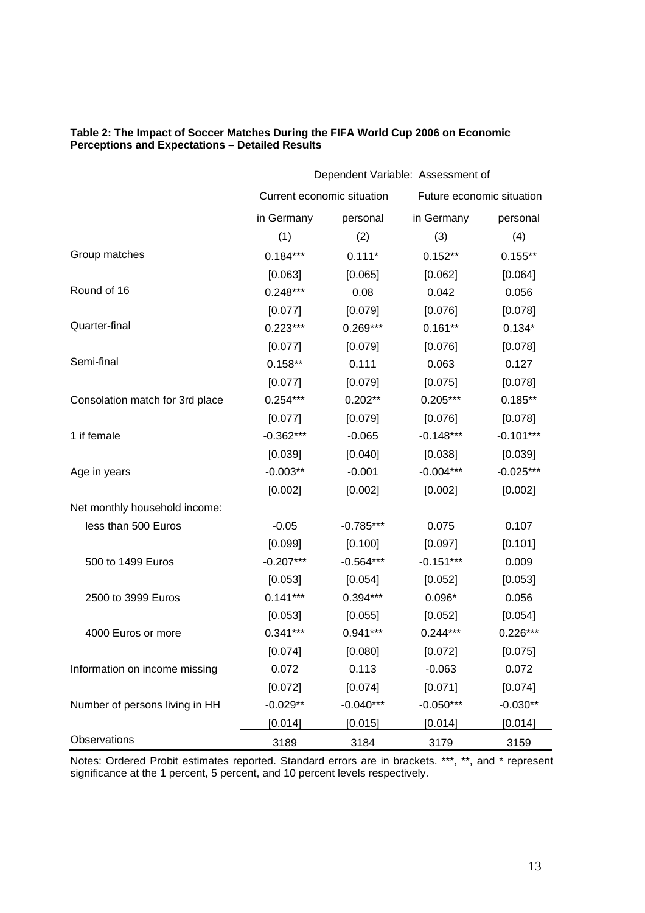**Table 2: The Impact of Soccer Matches During the FIFA World Cup 2006 on Economic Perceptions and Expectations – Detailed Results**

| | Dependent Variable: Assessment of | | | |
|---|---|---|---|---|
| | Current economic situation | | Future economic situation | |
| | in Germany | personal | in Germany | personal |
| | (1) | (2) | (3) | (4) |
| Group matches | 0.184*** | 0.111* | 0.152** | 0.155** |
| | [0.063] | [0.065] | [0.062] | [0.064] |
| Round of 16 | 0.248*** | 0.08 | 0.042 | 0.056 |
| | [0.077] | [0.079] | [0.076] | [0.078] |
| Quarter-final | 0.223*** | 0.269*** | 0.161** | 0.134* |
| | [0.077] | [0.079] | [0.076] | [0.078] |
| Semi-final | 0.158** | 0.111 | 0.063 | 0.127 |
| | [0.077] | [0.079] | [0.075] | [0.078] |
| Consolation match for 3rd place | 0.254*** | 0.202** | 0.205*** | 0.185** |
| | [0.077] | [0.079] | [0.076] | [0.078] |
| 1 if female | -0.362*** | -0.065 | -0.148*** | -0.101*** |
| | [0.039] | [0.040] | [0.038] | [0.039] |
| Age in years | -0.003** | -0.001 | -0.004*** | -0.025*** |
| | [0.002] | [0.002] | [0.002] | [0.002] |
| Net monthly household income: | | | | |
| less than 500 Euros | -0.05 | -0.785*** | 0.075 | 0.107 |
| | [0.099] | [0.100] | [0.097] | [0.101] |
| 500 to 1499 Euros | -0.207*** | -0.564*** | -0.151*** | 0.009 |
| | [0.053] | [0.054] | [0.052] | [0.053] |
| 2500 to 3999 Euros | 0.141*** | 0.394*** | 0.096* | 0.056 |
| | [0.053] | [0.055] | [0.052] | [0.054] |
| 4000 Euros or more | 0.341*** | 0.941*** | 0.244*** | 0.226*** |
| | [0.074] | [0.080] | [0.072] | [0.075] |
| Information on income missing | 0.072 | 0.113 | -0.063 | 0.072 |
| | [0.072] | [0.074] | [0.071] | [0.074] |
| Number of persons living in HH | -0.029** | -0.040*** | -0.050*** | -0.030** |
| | [0.014] | [0.015] | [0.014] | [0.014] |
| Observations | 3189 | 3184 | 3179 | 3159 |

Notes: Ordered Probit estimates reported. Standard errors are in brackets. ***, **, and * represent significance at the 1 percent, 5 percent, and 10 percent levels respectively.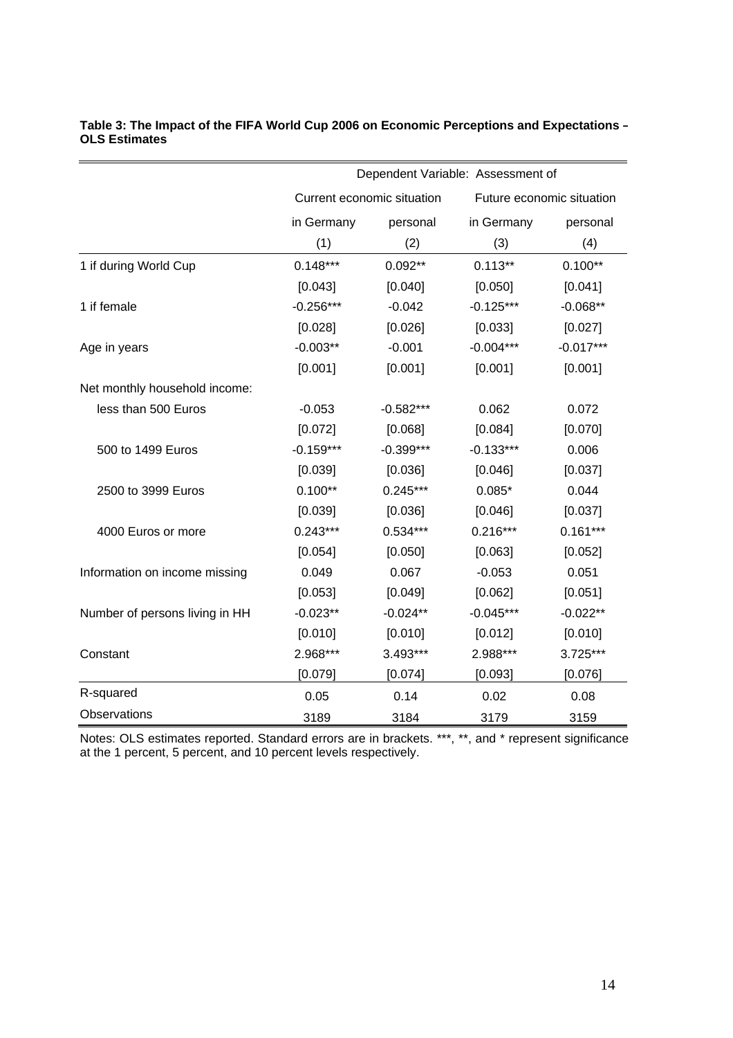**Table 3: The Impact of the FIFA World Cup 2006 on Economic Perceptions and Expectations – OLS Estimates**

| | Dependent Variable: Assessment of | | | |
|---|---|---|---|---|
| | Current economic situation | | Future economic situation | |
| | in Germany | personal | in Germany | personal |
| | (1) | (2) | (3) | (4) |
| 1 if during World Cup | 0.148*** | 0.092** | 0.113** | 0.100** |
| | [0.043] | [0.040] | [0.050] | [0.041] |
| 1 if female | -0.256*** | -0.042 | -0.125*** | -0.068** |
| | [0.028] | [0.026] | [0.033] | [0.027] |
| Age in years | -0.003** | -0.001 | -0.004*** | -0.017*** |
| | [0.001] | [0.001] | [0.001] | [0.001] |
| Net monthly household income: | | | | |
| less than 500 Euros | -0.053 | -0.582*** | 0.062 | 0.072 |
| | [0.072] | [0.068] | [0.084] | [0.070] |
| 500 to 1499 Euros | -0.159*** | -0.399*** | -0.133*** | 0.006 |
| | [0.039] | [0.036] | [0.046] | [0.037] |
| 2500 to 3999 Euros | 0.100** | 0.245*** | 0.085* | 0.044 |
| | [0.039] | [0.036] | [0.046] | [0.037] |
| 4000 Euros or more | 0.243*** | 0.534*** | 0.216*** | 0.161*** |
| | [0.054] | [0.050] | [0.063] | [0.052] |
| Information on income missing | 0.049 | 0.067 | -0.053 | 0.051 |
| | [0.053] | [0.049] | [0.062] | [0.051] |
| Number of persons living in HH | -0.023** | -0.024** | -0.045*** | -0.022** |
| | [0.010] | [0.010] | [0.012] | [0.010] |
| Constant | 2.968*** | 3.493*** | 2.988*** | 3.725*** |
| | [0.079] | [0.074] | [0.093] | [0.076] |
| R-squared | 0.05 | 0.14 | 0.02 | 0.08 |
| Observations | 3189 | 3184 | 3179 | 3159 |

Notes: OLS estimates reported. Standard errors are in brackets. ***, **, and * represent significance at the 1 percent, 5 percent, and 10 percent levels respectively.